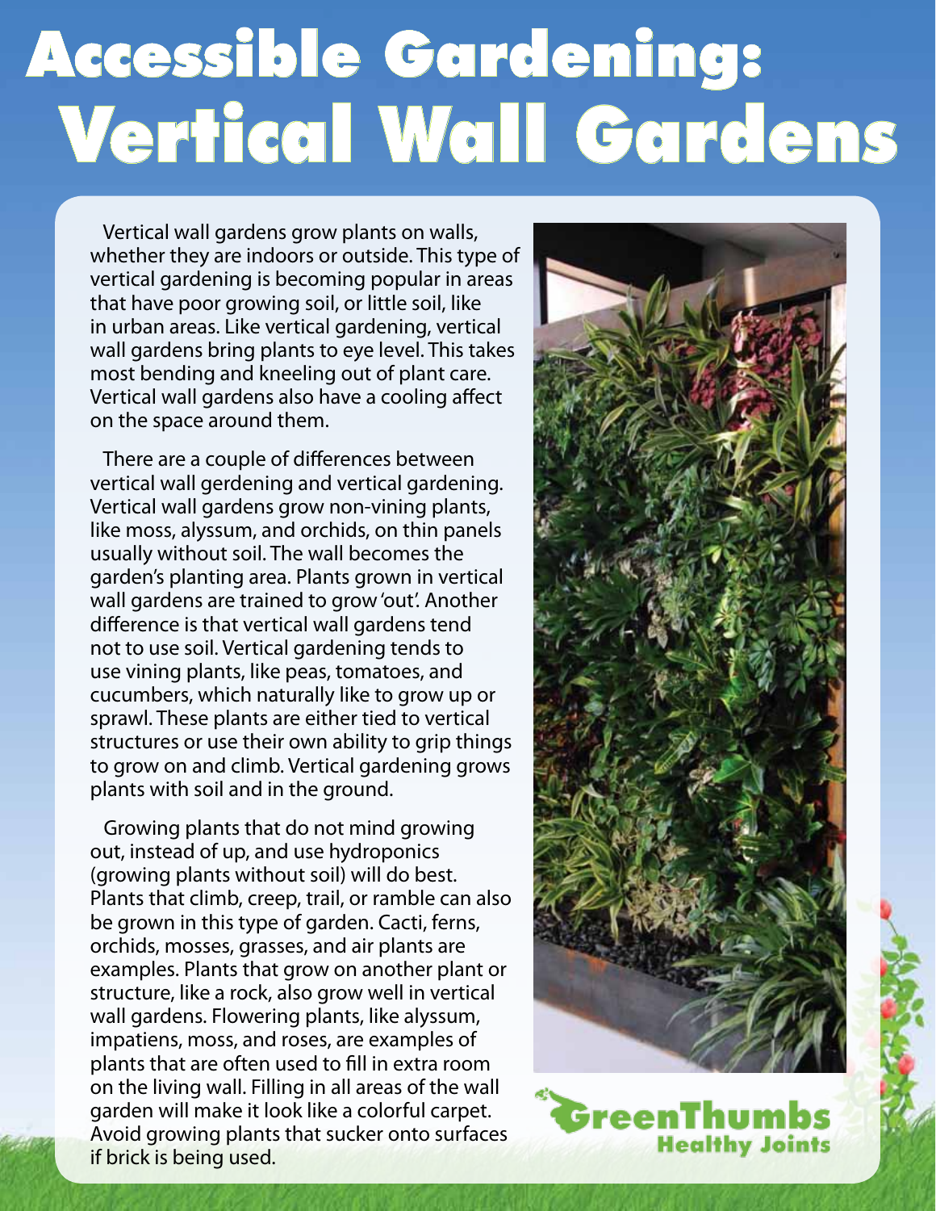# Accessible Gardening: Vertical Wall Gardens

Vertical wall gardens grow plants on walls, whether they are indoors or outside. This type of vertical gardening is becoming popular in areas that have poor growing soil, or little soil, like in urban areas. Like vertical gardening, vertical wall gardens bring plants to eye level. This takes most bending and kneeling out of plant care. Vertical wall gardens also have a cooling affect on the space around them.

There are a couple of differences between vertical wall gerdening and vertical gardening. Vertical wall gardens grow non-vining plants, like moss, alyssum, and orchids, on thin panels usually without soil. The wall becomes the garden's planting area. Plants grown in vertical wall gardens are trained to grow 'out'. Another difference is that vertical wall gardens tend not to use soil. Vertical gardening tends to use vining plants, like peas, tomatoes, and cucumbers, which naturally like to grow up or sprawl. These plants are either tied to vertical structures or use their own ability to grip things to grow on and climb. Vertical gardening grows plants with soil and in the ground.

Growing plants that do not mind growing out, instead of up, and use hydroponics (growing plants without soil) will do best. Plants that climb, creep, trail, or ramble can also be grown in this type of garden. Cacti, ferns, orchids, mosses, grasses, and air plants are examples. Plants that grow on another plant or structure, like a rock, also grow well in vertical wall gardens. Flowering plants, like alyssum, impatiens, moss, and roses, are examples of plants that are often used to fill in extra room on the living wall. Filling in all areas of the wall garden will make it look like a colorful carpet. Avoid growing plants that sucker onto surfaces if brick is being used.

GreenThumbs Healthy Joints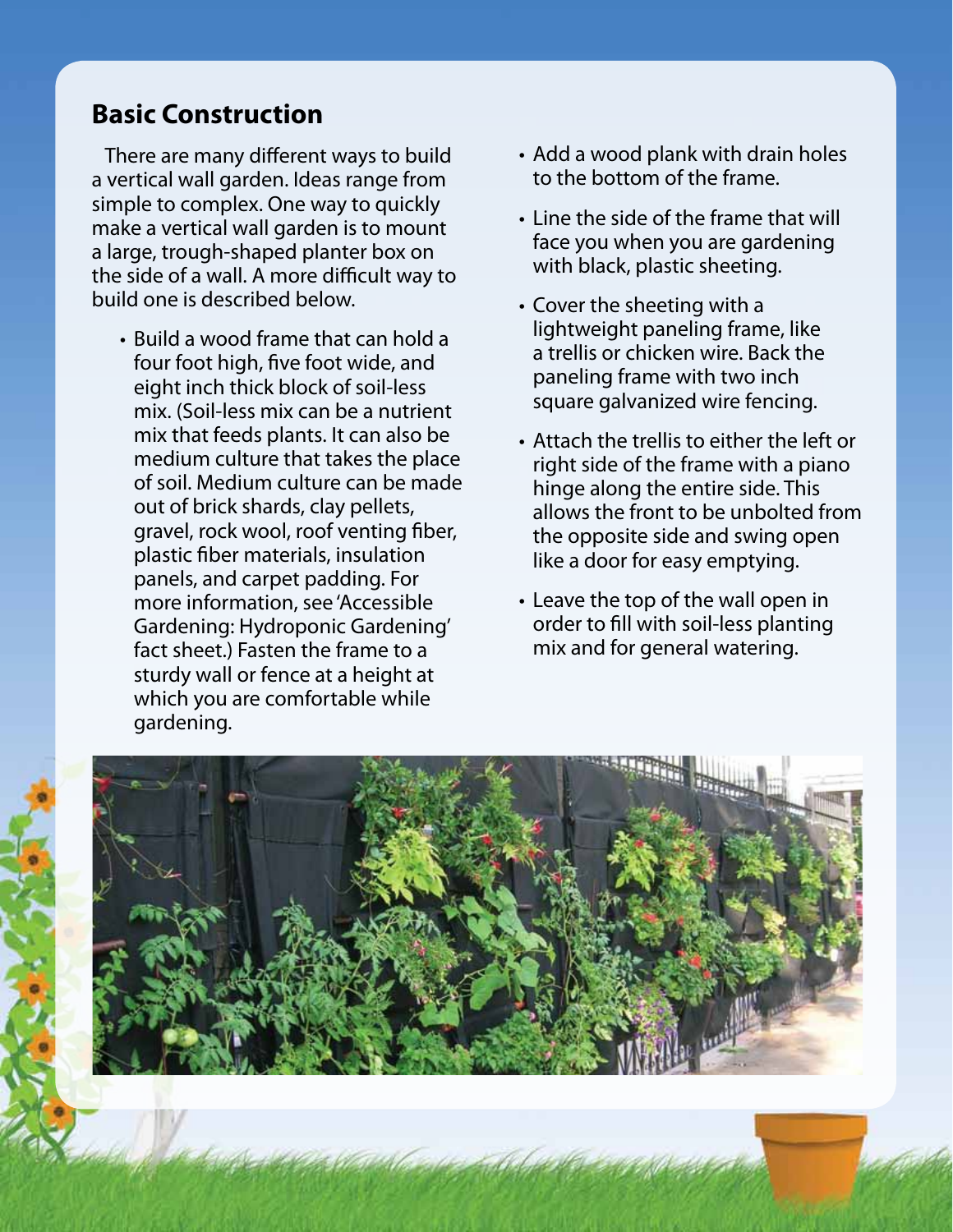## Basic Construction

There are many different ways to build a vertical wall garden. Ideas range from simple to complex. One way to quickly make a vertical wall garden is to mount a large, trough-shaped planter box on the side of a wall. A more difficult way to build one is described below.

- Build a wood frame that can hold a four foot high, five foot wide, and eight inch thick block of soil-less mix. (Soil-less mix can be a nutrient mix that feeds plants. It can also be medium culture that takes the place of soil. Medium culture can be made out of brick shards, clay pellets, gravel, rock wool, roof venting fiber, plastic fiber materials, insulation panels, and carpet padding. For more information, see 'Accessible Gardening: Hydroponic Gardening' fact sheet.) Fasten the frame to a sturdy wall or fence at a height at which you are comfortable while gardening.
- Add a wood plank with drain holes to the bottom of the frame.
- Line the side of the frame that will face you when you are gardening with black, plastic sheeting.
- Cover the sheeting with a lightweight paneling frame, like a trellis or chicken wire. Back the paneling frame with two inch square galvanized wire fencing.
- Attach the trellis to either the left or right side of the frame with a piano hinge along the entire side. This allows the front to be unbolted from the opposite side and swing open like a door for easy emptying.
- Leave the top of the wall open in order to fill with soil-less planting mix and for general watering.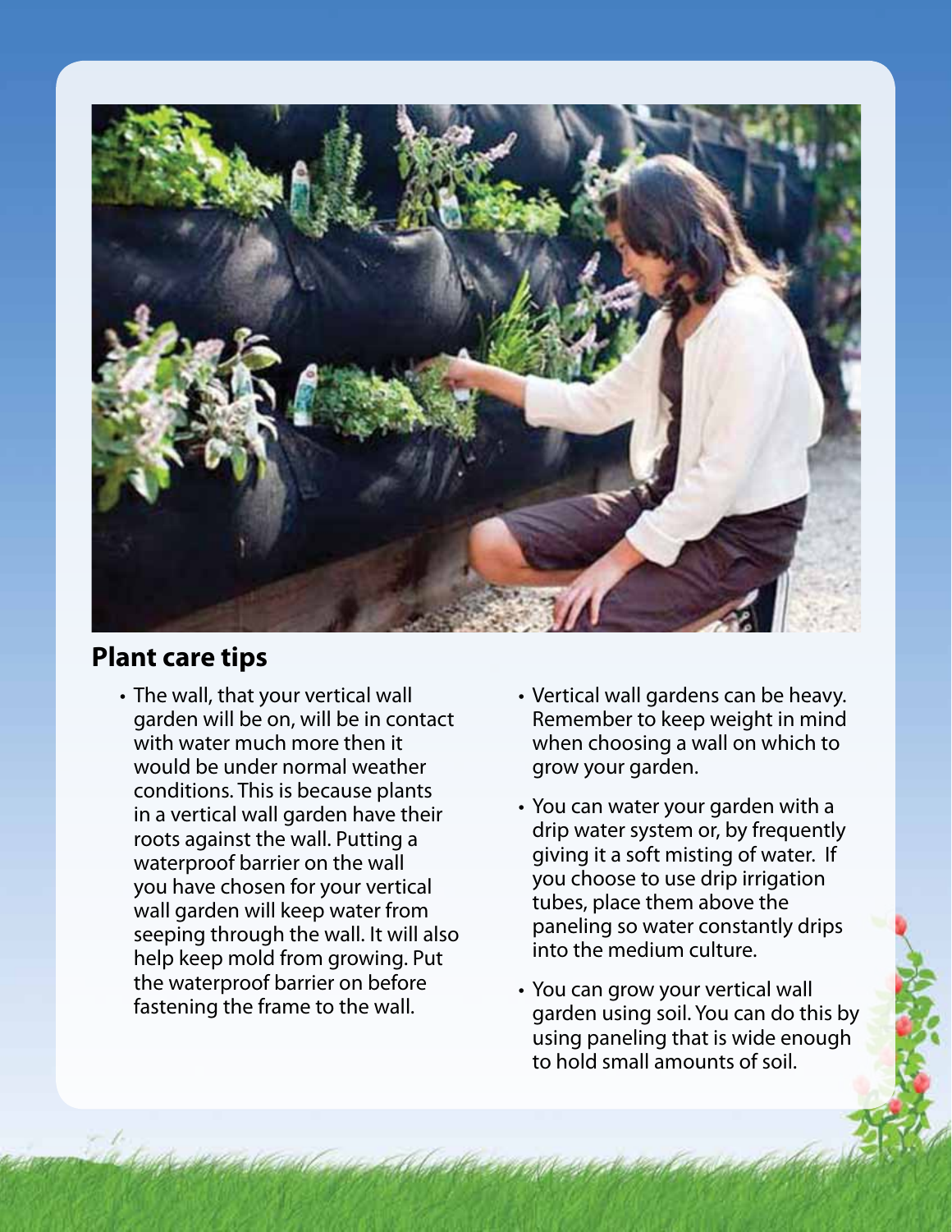## Plant care tips

- The wall, that your vertical wall garden will be on, will be in contact with water much more then it would be under normal weather conditions. This is because plants in a vertical wall garden have their roots against the wall. Putting a waterproof barrier on the wall you have chosen for your vertical wall garden will keep water from seeping through the wall. It will also help keep mold from growing. Put the waterproof barrier on before fastening the frame to the wall.
- Vertical wall gardens can be heavy. Remember to keep weight in mind when choosing a wall on which to grow your garden.
- You can water your garden with a drip water system or, by frequently giving it a soft misting of water. If you choose to use drip irrigation tubes, place them above the paneling so water constantly drips into the medium culture.
- You can grow your vertical wall garden using soil. You can do this by using paneling that is wide enough to hold small amounts of soil.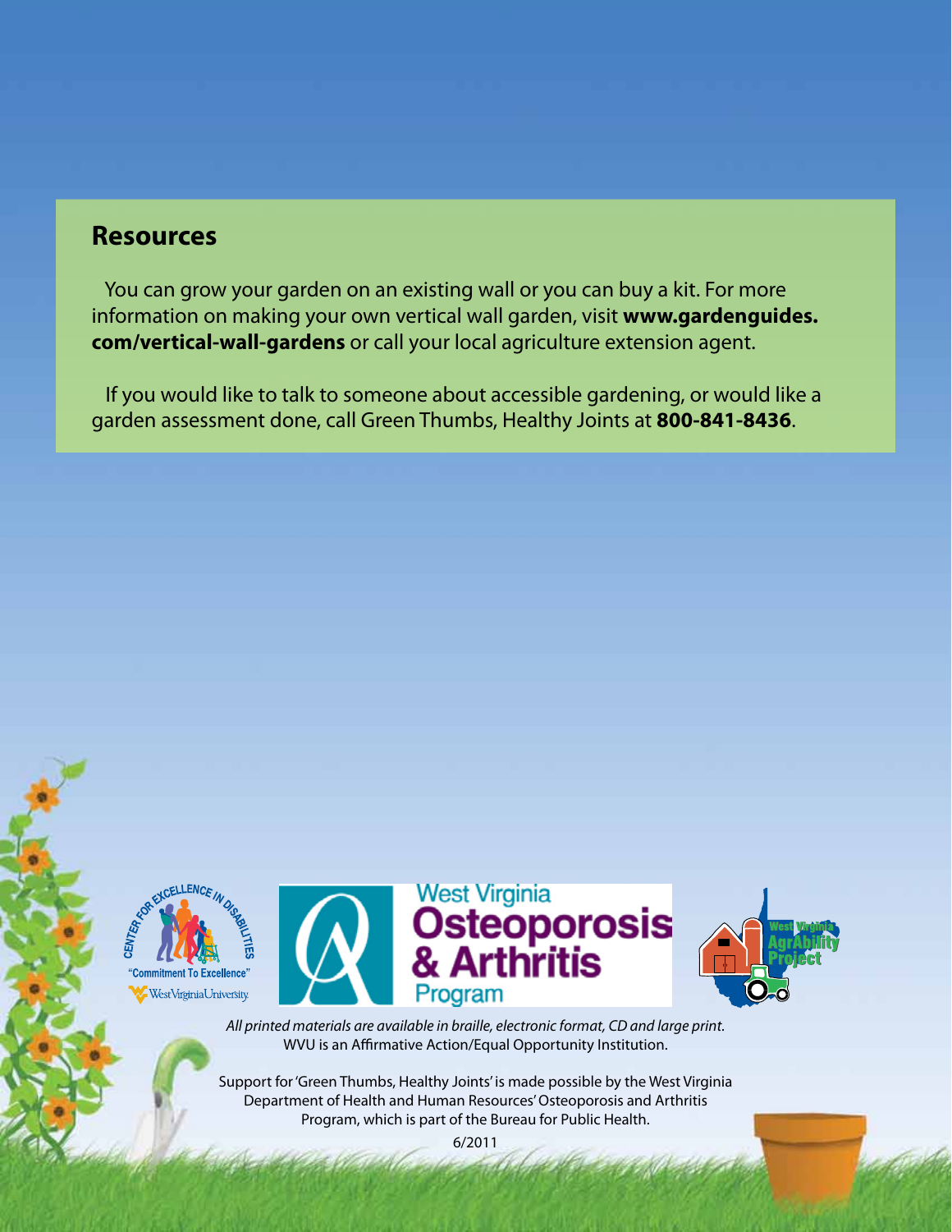## Resources

You can grow your garden on an existing wall or you can buy a kit. For more information on making your own vertical wall garden, visit **www.gardenguides.com/vertical-wall-gardens** or call your local agriculture extension agent.

If you would like to talk to someone about accessible gardening, or would like a garden assessment done, call Green Thumbs, Healthy Joints at **800-841-8436**.

*All printed materials are available in braille, electronic format, CD and large print.*
WVU is an Affirmative Action/Equal Opportunity Institution.

Support for 'Green Thumbs, Healthy Joints' is made possible by the West Virginia Department of Health and Human Resources' Osteoporosis and Arthritis Program, which is part of the Bureau for Public Health.

6/2011